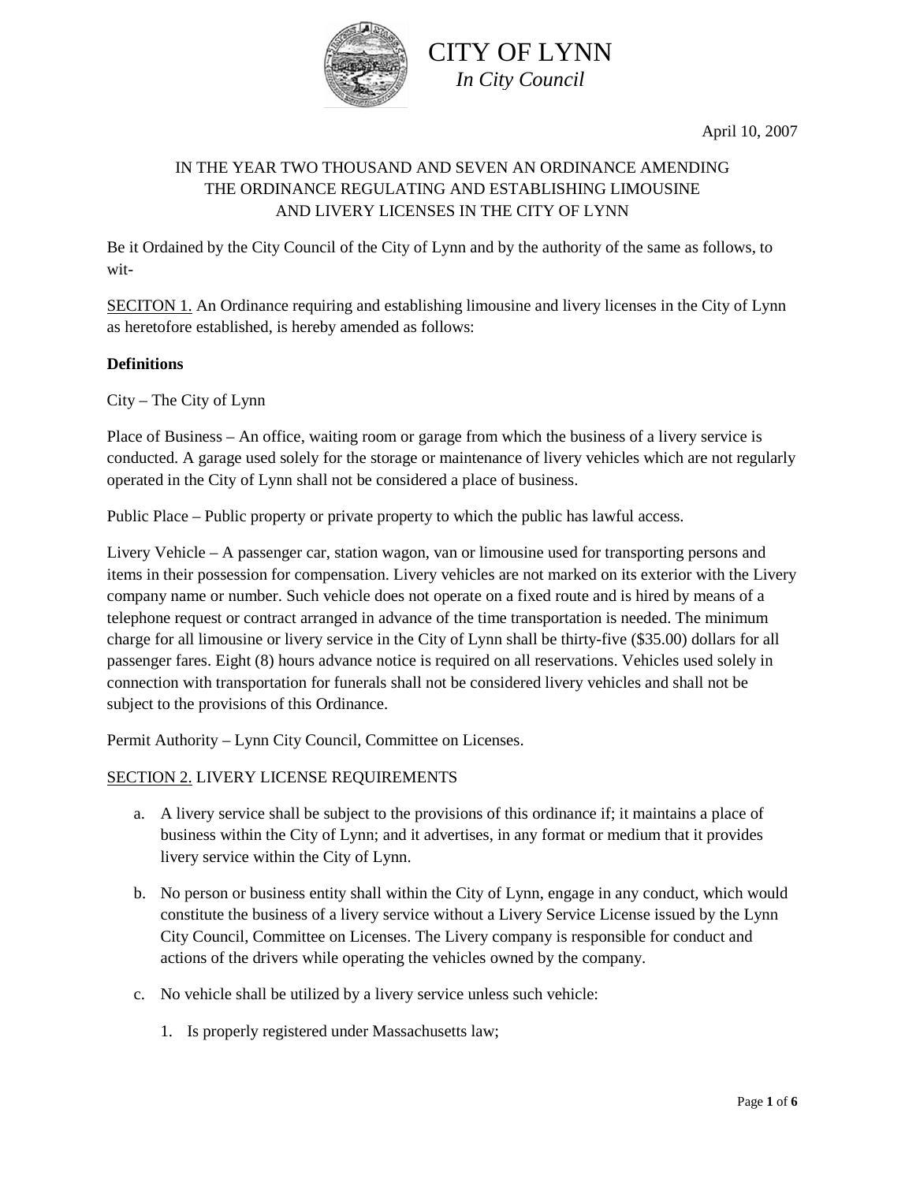# CITY OF LYNN

*In City Council*

April 10, 2007

IN THE YEAR TWO THOUSAND AND SEVEN AN ORDINANCE AMENDING THE ORDINANCE REGULATING AND ESTABLISHING LIMOUSINE AND LIVERY LICENSES IN THE CITY OF LYNN

Be it Ordained by the City Council of the City of Lynn and by the authority of the same as follows, to wit-

<u>SECITON 1.</u> An Ordinance requiring and establishing limousine and livery licenses in the City of Lynn as heretofore established, is hereby amended as follows:

**Definitions**

City – The City of Lynn

Place of Business – An office, waiting room or garage from which the business of a livery service is conducted. A garage used solely for the storage or maintenance of livery vehicles which are not regularly operated in the City of Lynn shall not be considered a place of business.

Public Place – Public property or private property to which the public has lawful access.

Livery Vehicle – A passenger car, station wagon, van or limousine used for transporting persons and items in their possession for compensation. Livery vehicles are not marked on its exterior with the Livery company name or number. Such vehicle does not operate on a fixed route and is hired by means of a telephone request or contract arranged in advance of the time transportation is needed. The minimum charge for all limousine or livery service in the City of Lynn shall be thirty-five ($35.00) dollars for all passenger fares. Eight (8) hours advance notice is required on all reservations. Vehicles used solely in connection with transportation for funerals shall not be considered livery vehicles and shall not be subject to the provisions of this Ordinance.

Permit Authority – Lynn City Council, Committee on Licenses.

<u>SECTION 2.</u> LIVERY LICENSE REQUIREMENTS

a. A livery service shall be subject to the provisions of this ordinance if; it maintains a place of business within the City of Lynn; and it advertises, in any format or medium that it provides livery service within the City of Lynn.

b. No person or business entity shall within the City of Lynn, engage in any conduct, which would constitute the business of a livery service without a Livery Service License issued by the Lynn City Council, Committee on Licenses. The Livery company is responsible for conduct and actions of the drivers while operating the vehicles owned by the company.

c. No vehicle shall be utilized by a livery service unless such vehicle:

   1. Is properly registered under Massachusetts law;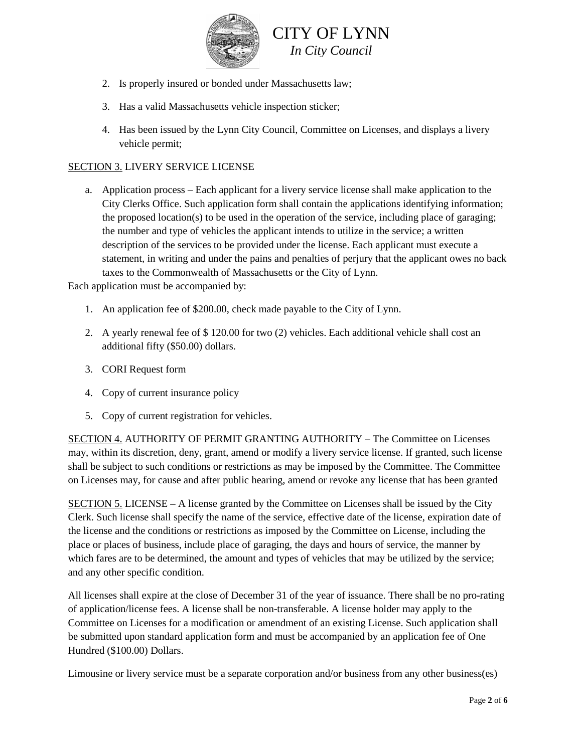2. Is properly insured or bonded under Massachusetts law;

3. Has a valid Massachusetts vehicle inspection sticker;

4. Has been issued by the Lynn City Council, Committee on Licenses, and displays a livery vehicle permit;

<u>SECTION 3.</u> LIVERY SERVICE LICENSE

a. Application process – Each applicant for a livery service license shall make application to the City Clerks Office. Such application form shall contain the applications identifying information; the proposed location(s) to be used in the operation of the service, including place of garaging; the number and type of vehicles the applicant intends to utilize in the service; a written description of the services to be provided under the license. Each applicant must execute a statement, in writing and under the pains and penalties of perjury that the applicant owes no back taxes to the Commonwealth of Massachusetts or the City of Lynn.

Each application must be accompanied by:

1. An application fee of $200.00, check made payable to the City of Lynn.

2. A yearly renewal fee of $ 120.00 for two (2) vehicles. Each additional vehicle shall cost an additional fifty ($50.00) dollars.

3. CORI Request form

4. Copy of current insurance policy

5. Copy of current registration for vehicles.

<u>SECTION 4.</u> AUTHORITY OF PERMIT GRANTING AUTHORITY – The Committee on Licenses may, within its discretion, deny, grant, amend or modify a livery service license. If granted, such license shall be subject to such conditions or restrictions as may be imposed by the Committee. The Committee on Licenses may, for cause and after public hearing, amend or revoke any license that has been granted

<u>SECTION 5.</u> LICENSE – A license granted by the Committee on Licenses shall be issued by the City Clerk. Such license shall specify the name of the service, effective date of the license, expiration date of the license and the conditions or restrictions as imposed by the Committee on License, including the place or places of business, include place of garaging, the days and hours of service, the manner by which fares are to be determined, the amount and types of vehicles that may be utilized by the service; and any other specific condition.

All licenses shall expire at the close of December 31 of the year of issuance. There shall be no pro-rating of application/license fees. A license shall be non-transferable. A license holder may apply to the Committee on Licenses for a modification or amendment of an existing License. Such application shall be submitted upon standard application form and must be accompanied by an application fee of One Hundred ($100.00) Dollars.

Limousine or livery service must be a separate corporation and/or business from any other business(es)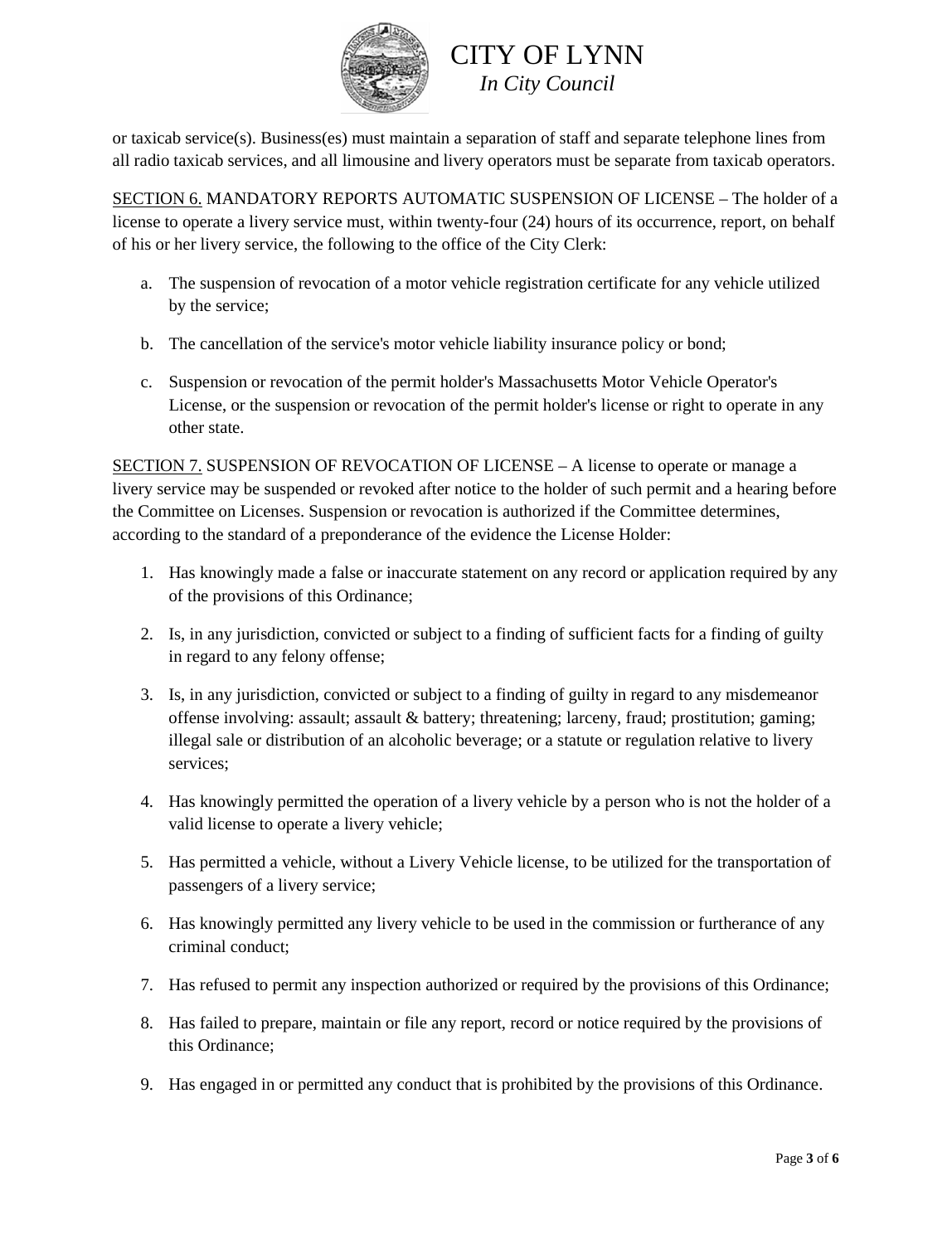or taxicab service(s). Business(es) must maintain a separation of staff and separate telephone lines from all radio taxicab services, and all limousine and livery operators must be separate from taxicab operators.

SECTION 6. MANDATORY REPORTS AUTOMATIC SUSPENSION OF LICENSE – The holder of a license to operate a livery service must, within twenty-four (24) hours of its occurrence, report, on behalf of his or her livery service, the following to the office of the City Clerk:

a. The suspension of revocation of a motor vehicle registration certificate for any vehicle utilized by the service;

b. The cancellation of the service's motor vehicle liability insurance policy or bond;

c. Suspension or revocation of the permit holder's Massachusetts Motor Vehicle Operator's License, or the suspension or revocation of the permit holder's license or right to operate in any other state.

SECTION 7. SUSPENSION OF REVOCATION OF LICENSE – A license to operate or manage a livery service may be suspended or revoked after notice to the holder of such permit and a hearing before the Committee on Licenses. Suspension or revocation is authorized if the Committee determines, according to the standard of a preponderance of the evidence the License Holder:

1. Has knowingly made a false or inaccurate statement on any record or application required by any of the provisions of this Ordinance;

2. Is, in any jurisdiction, convicted or subject to a finding of sufficient facts for a finding of guilty in regard to any felony offense;

3. Is, in any jurisdiction, convicted or subject to a finding of guilty in regard to any misdemeanor offense involving: assault; assault & battery; threatening; larceny, fraud; prostitution; gaming; illegal sale or distribution of an alcoholic beverage; or a statute or regulation relative to livery services;

4. Has knowingly permitted the operation of a livery vehicle by a person who is not the holder of a valid license to operate a livery vehicle;

5. Has permitted a vehicle, without a Livery Vehicle license, to be utilized for the transportation of passengers of a livery service;

6. Has knowingly permitted any livery vehicle to be used in the commission or furtherance of any criminal conduct;

7. Has refused to permit any inspection authorized or required by the provisions of this Ordinance;

8. Has failed to prepare, maintain or file any report, record or notice required by the provisions of this Ordinance;

9. Has engaged in or permitted any conduct that is prohibited by the provisions of this Ordinance.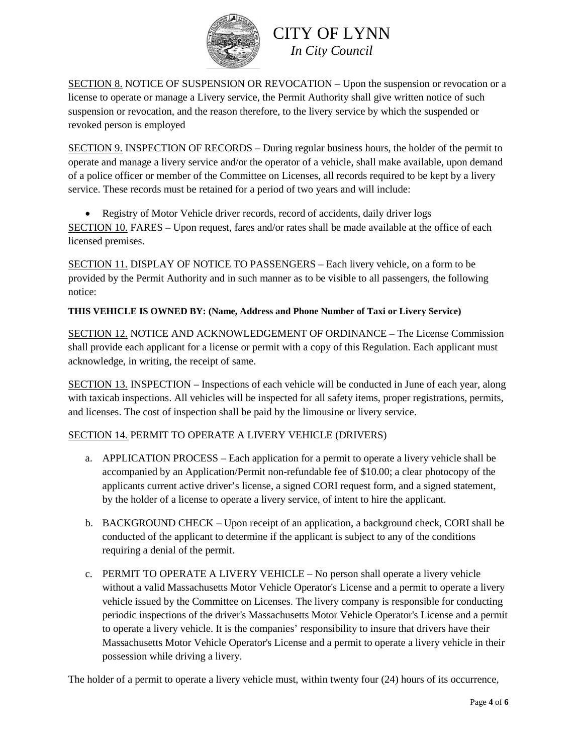SECTION 8. NOTICE OF SUSPENSION OR REVOCATION – Upon the suspension or revocation or a license to operate or manage a Livery service, the Permit Authority shall give written notice of such suspension or revocation, and the reason therefore, to the livery service by which the suspended or revoked person is employed

SECTION 9. INSPECTION OF RECORDS – During regular business hours, the holder of the permit to operate and manage a livery service and/or the operator of a vehicle, shall make available, upon demand of a police officer or member of the Committee on Licenses, all records required to be kept by a livery service. These records must be retained for a period of two years and will include:

- Registry of Motor Vehicle driver records, record of accidents, daily driver logs

SECTION 10. FARES – Upon request, fares and/or rates shall be made available at the office of each licensed premises.

SECTION 11. DISPLAY OF NOTICE TO PASSENGERS – Each livery vehicle, on a form to be provided by the Permit Authority and in such manner as to be visible to all passengers, the following notice:

**THIS VEHICLE IS OWNED BY: (Name, Address and Phone Number of Taxi or Livery Service)**

SECTION 12. NOTICE AND ACKNOWLEDGEMENT OF ORDINANCE – The License Commission shall provide each applicant for a license or permit with a copy of this Regulation. Each applicant must acknowledge, in writing, the receipt of same.

SECTION 13. INSPECTION – Inspections of each vehicle will be conducted in June of each year, along with taxicab inspections. All vehicles will be inspected for all safety items, proper registrations, permits, and licenses. The cost of inspection shall be paid by the limousine or livery service.

SECTION 14. PERMIT TO OPERATE A LIVERY VEHICLE (DRIVERS)

a. APPLICATION PROCESS – Each application for a permit to operate a livery vehicle shall be accompanied by an Application/Permit non-refundable fee of $10.00; a clear photocopy of the applicants current active driver's license, a signed CORI request form, and a signed statement, by the holder of a license to operate a livery service, of intent to hire the applicant.

b. BACKGROUND CHECK – Upon receipt of an application, a background check, CORI shall be conducted of the applicant to determine if the applicant is subject to any of the conditions requiring a denial of the permit.

c. PERMIT TO OPERATE A LIVERY VEHICLE – No person shall operate a livery vehicle without a valid Massachusetts Motor Vehicle Operator's License and a permit to operate a livery vehicle issued by the Committee on Licenses. The livery company is responsible for conducting periodic inspections of the driver's Massachusetts Motor Vehicle Operator's License and a permit to operate a livery vehicle. It is the companies' responsibility to insure that drivers have their Massachusetts Motor Vehicle Operator's License and a permit to operate a livery vehicle in their possession while driving a livery.

The holder of a permit to operate a livery vehicle must, within twenty four (24) hours of its occurrence,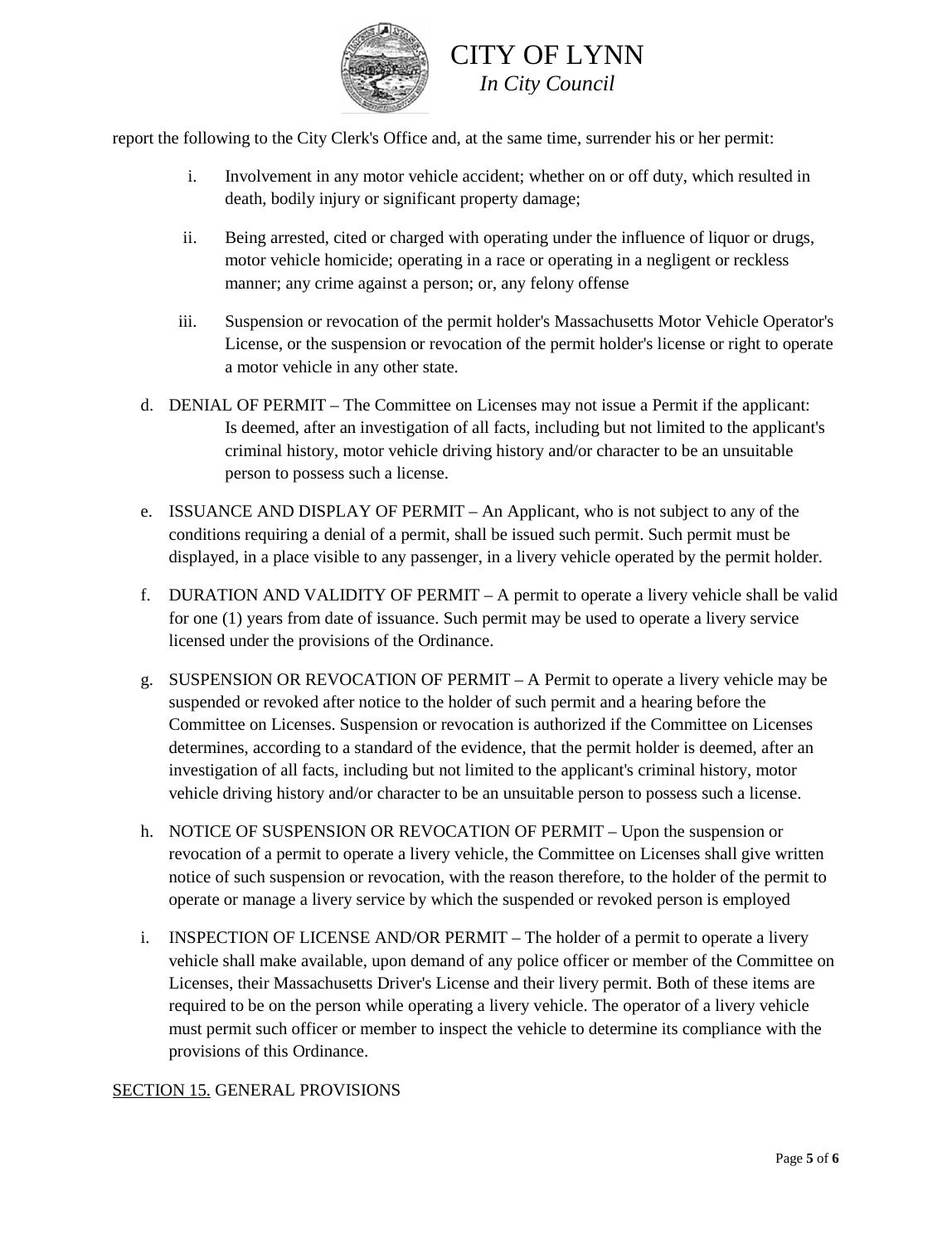report the following to the City Clerk's Office and, at the same time, surrender his or her permit:

i. Involvement in any motor vehicle accident; whether on or off duty, which resulted in death, bodily injury or significant property damage;

ii. Being arrested, cited or charged with operating under the influence of liquor or drugs, motor vehicle homicide; operating in a race or operating in a negligent or reckless manner; any crime against a person; or, any felony offense

iii. Suspension or revocation of the permit holder's Massachusetts Motor Vehicle Operator's License, or the suspension or revocation of the permit holder's license or right to operate a motor vehicle in any other state.

d. DENIAL OF PERMIT – The Committee on Licenses may not issue a Permit if the applicant: Is deemed, after an investigation of all facts, including but not limited to the applicant's criminal history, motor vehicle driving history and/or character to be an unsuitable person to possess such a license.

e. ISSUANCE AND DISPLAY OF PERMIT – An Applicant, who is not subject to any of the conditions requiring a denial of a permit, shall be issued such permit. Such permit must be displayed, in a place visible to any passenger, in a livery vehicle operated by the permit holder.

f. DURATION AND VALIDITY OF PERMIT – A permit to operate a livery vehicle shall be valid for one (1) years from date of issuance. Such permit may be used to operate a livery service licensed under the provisions of the Ordinance.

g. SUSPENSION OR REVOCATION OF PERMIT – A Permit to operate a livery vehicle may be suspended or revoked after notice to the holder of such permit and a hearing before the Committee on Licenses. Suspension or revocation is authorized if the Committee on Licenses determines, according to a standard of the evidence, that the permit holder is deemed, after an investigation of all facts, including but not limited to the applicant's criminal history, motor vehicle driving history and/or character to be an unsuitable person to possess such a license.

h. NOTICE OF SUSPENSION OR REVOCATION OF PERMIT – Upon the suspension or revocation of a permit to operate a livery vehicle, the Committee on Licenses shall give written notice of such suspension or revocation, with the reason therefore, to the holder of the permit to operate or manage a livery service by which the suspended or revoked person is employed

i. INSPECTION OF LICENSE AND/OR PERMIT – The holder of a permit to operate a livery vehicle shall make available, upon demand of any police officer or member of the Committee on Licenses, their Massachusetts Driver's License and their livery permit. Both of these items are required to be on the person while operating a livery vehicle. The operator of a livery vehicle must permit such officer or member to inspect the vehicle to determine its compliance with the provisions of this Ordinance.

<u>SECTION 15.</u> GENERAL PROVISIONS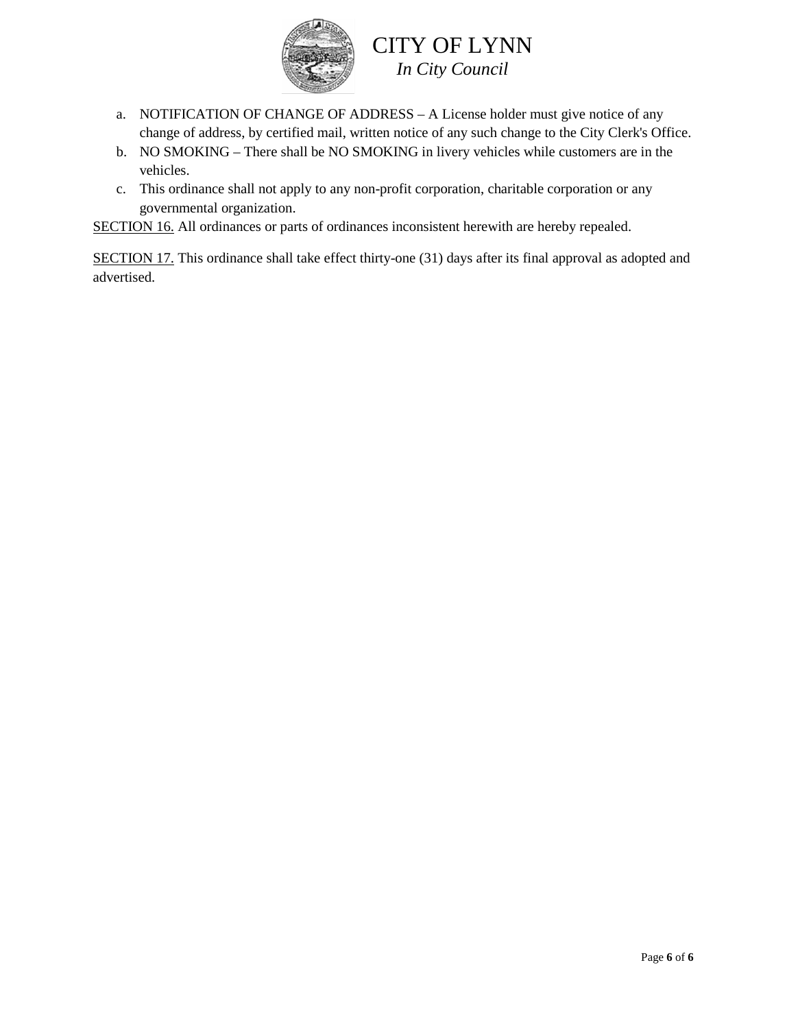a. NOTIFICATION OF CHANGE OF ADDRESS – A License holder must give notice of any change of address, by certified mail, written notice of any such change to the City Clerk's Office.
b. NO SMOKING – There shall be NO SMOKING in livery vehicles while customers are in the vehicles.
c. This ordinance shall not apply to any non-profit corporation, charitable corporation or any governmental organization.

SECTION 16. All ordinances or parts of ordinances inconsistent herewith are hereby repealed.

SECTION 17. This ordinance shall take effect thirty-one (31) days after its final approval as adopted and advertised.